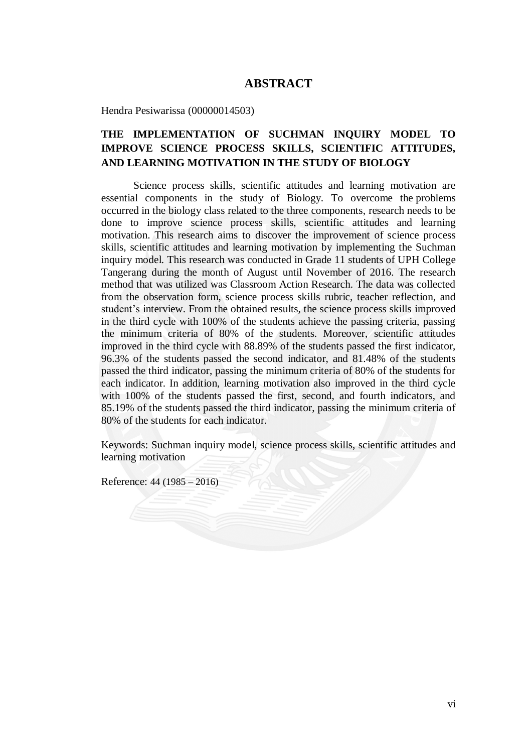# ABSTRACT

Hendra Pesiwarissa (00000014503)

## THE IMPLEMENTATION OF SUCHMAN INQUIRY MODEL TO IMPROVE SCIENCE PROCESS SKILLS, SCIENTIFIC ATTITUDES, AND LEARNING MOTIVATION IN THE STUDY OF BIOLOGY

Science process skills, scientific attitudes and learning motivation are essential components in the study of Biology. To overcome the problems occurred in the biology class related to the three components, research needs to be done to improve science process skills, scientific attitudes and learning motivation. This research aims to discover the improvement of science process skills, scientific attitudes and learning motivation by implementing the Suchman inquiry model. This research was conducted in Grade 11 students of UPH College Tangerang during the month of August until November of 2016. The research method that was utilized was Classroom Action Research. The data was collected from the observation form, science process skills rubric, teacher reflection, and student's interview. From the obtained results, the science process skills improved in the third cycle with 100% of the students achieve the passing criteria, passing the minimum criteria of 80% of the students. Moreover, scientific attitudes improved in the third cycle with 88.89% of the students passed the first indicator, 96.3% of the students passed the second indicator, and 81.48% of the students passed the third indicator, passing the minimum criteria of 80% of the students for each indicator. In addition, learning motivation also improved in the third cycle with 100% of the students passed the first, second, and fourth indicators, and 85.19% of the students passed the third indicator, passing the minimum criteria of 80% of the students for each indicator.

Keywords: Suchman inquiry model, science process skills, scientific attitudes and learning motivation

Reference: 44 (1985 – 2016)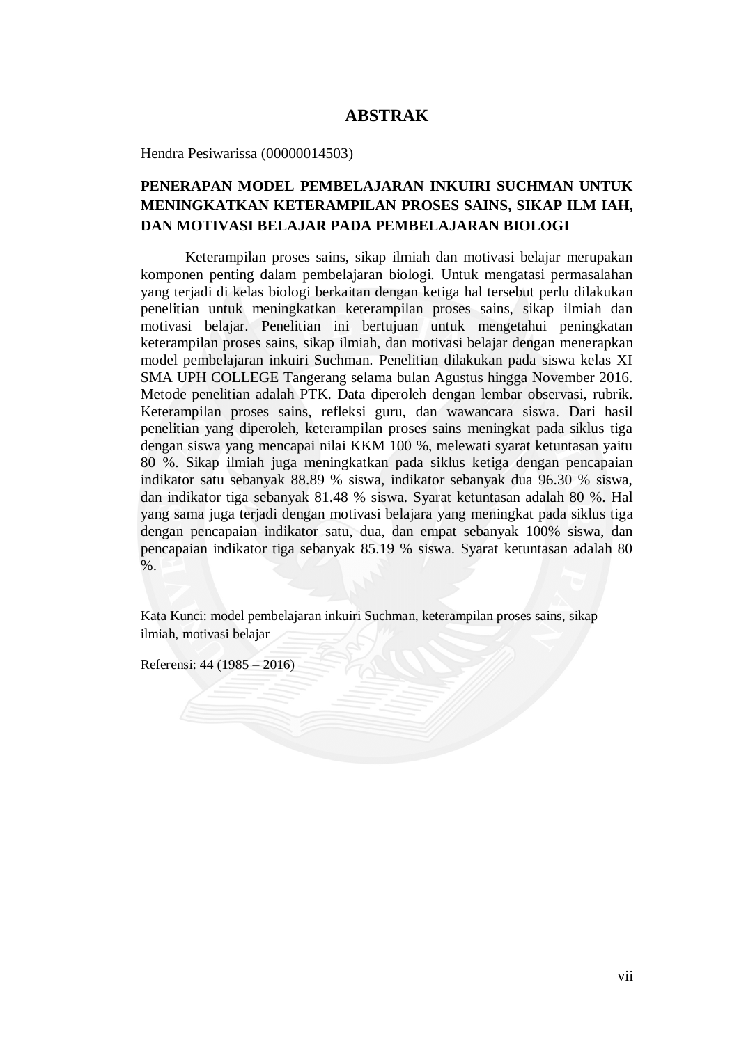# ABSTRAK

Hendra Pesiwarissa (00000014503)

**PENERAPAN MODEL PEMBELAJARAN INKUIRI SUCHMAN UNTUK MENINGKATKAN KETERAMPILAN PROSES SAINS, SIKAP ILM IAH, DAN MOTIVASI BELAJAR PADA PEMBELAJARAN BIOLOGI**

Keterampilan proses sains, sikap ilmiah dan motivasi belajar merupakan komponen penting dalam pembelajaran biologi. Untuk mengatasi permasalahan yang terjadi di kelas biologi berkaitan dengan ketiga hal tersebut perlu dilakukan penelitian untuk meningkatkan keterampilan proses sains, sikap ilmiah dan motivasi belajar. Penelitian ini bertujuan untuk mengetahui peningkatan keterampilan proses sains, sikap ilmiah, dan motivasi belajar dengan menerapkan model pembelajaran inkuiri Suchman. Penelitian dilakukan pada siswa kelas XI SMA UPH COLLEGE Tangerang selama bulan Agustus hingga November 2016. Metode penelitian adalah PTK. Data diperoleh dengan lembar observasi, rubrik. Keterampilan proses sains, refleksi guru, dan wawancara siswa. Dari hasil penelitian yang diperoleh, keterampilan proses sains meningkat pada siklus tiga dengan siswa yang mencapai nilai KKM 100 %, melewati syarat ketuntasan yaitu 80 %. Sikap ilmiah juga meningkatkan pada siklus ketiga dengan pencapaian indikator satu sebanyak 88.89 % siswa, indikator sebanyak dua 96.30 % siswa, dan indikator tiga sebanyak 81.48 % siswa. Syarat ketuntasan adalah 80 %. Hal yang sama juga terjadi dengan motivasi belajara yang meningkat pada siklus tiga dengan pencapaian indikator satu, dua, dan empat sebanyak 100% siswa, dan pencapaian indikator tiga sebanyak 85.19 % siswa. Syarat ketuntasan adalah 80 %.

Kata Kunci: model pembelajaran inkuiri Suchman, keterampilan proses sains, sikap ilmiah, motivasi belajar

Referensi: 44 (1985 – 2016)